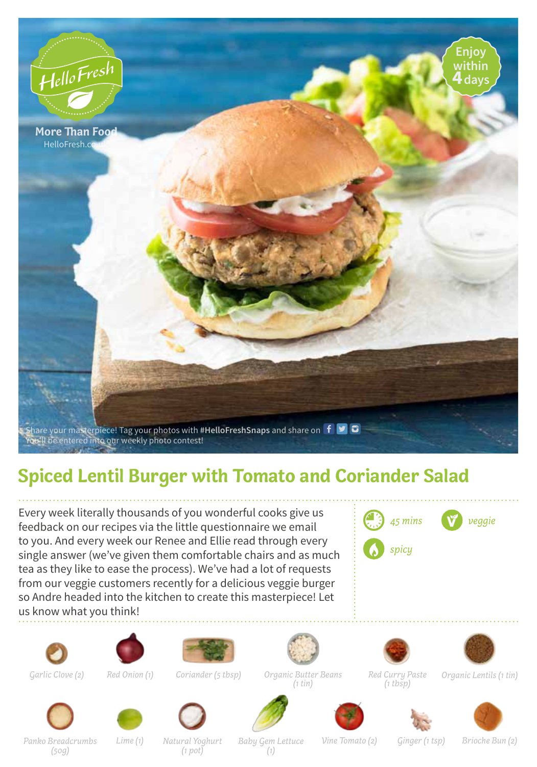HelloFresh

More Than Food
HelloFresh.co.uk

Enjoy within 4 days

Share your masterpiece! Tag your photos with **#HelloFreshSnaps** and share on
You'll be entered into our weekly photo contest!

# Spiced Lentil Burger with Tomato and Coriander Salad

Every week literally thousands of you wonderful cooks give us feedback on our recipes via the little questionnaire we email to you. And every week our Renee and Ellie read through every single answer (we've given them comfortable chairs and as much tea as they like to ease the process). We've had a lot of requests from our veggie customers recently for a delicious veggie burger so Andre headed into the kitchen to create this masterpiece! Let us know what you think!

*45 mins* · *veggie* · *spicy*

- *Garlic Clove (2)*
- *Red Onion (1)*
- *Coriander (5 tbsp)*
- *Organic Butter Beans (1 tin)*
- *Red Curry Paste (1 tbsp)*
- *Organic Lentils (1 tin)*
- *Panko Breadcrumbs (50g)*
- *Lime (1)*
- *Natural Yoghurt (1 pot)*
- *Baby Gem Lettuce (1)*
- *Vine Tomato (2)*
- *Ginger (1 tsp)*
- *Brioche Bun (2)*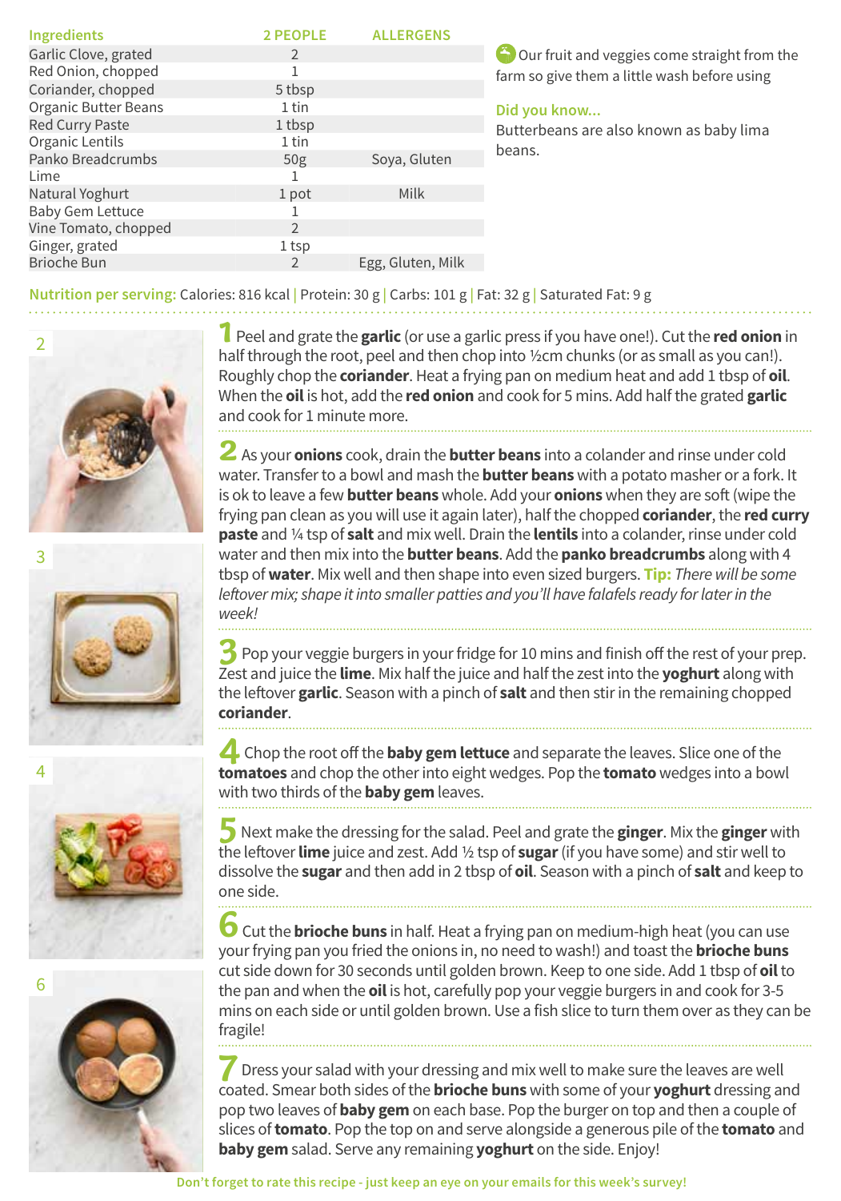| Ingredients | 2 PEOPLE | ALLERGENS |
|---|---|---|
| Garlic Clove, grated | 2 | |
| Red Onion, chopped | 1 | |
| Coriander, chopped | 5 tbsp | |
| Organic Butter Beans | 1 tin | |
| Red Curry Paste | 1 tbsp | |
| Organic Lentils | 1 tin | |
| Panko Breadcrumbs | 50g | Soya, Gluten |
| Lime | 1 | |
| Natural Yoghurt | 1 pot | Milk |
| Baby Gem Lettuce | 1 | |
| Vine Tomato, chopped | 2 | |
| Ginger, grated | 1 tsp | |
| Brioche Bun | 2 | Egg, Gluten, Milk |

Our fruit and veggies come straight from the farm so give them a little wash before using

**Did you know...**

Butterbeans are also known as baby lima beans.

**Nutrition per serving:** Calories: 816 kcal | Protein: 30 g | Carbs: 101 g | Fat: 32 g | Saturated Fat: 9 g

**1** Peel and grate the **garlic** (or use a garlic press if you have one!). Cut the **red onion** in half through the root, peel and then chop into ½cm chunks (or as small as you can!). Roughly chop the **coriander**. Heat a frying pan on medium heat and add 1 tbsp of **oil**. When the **oil** is hot, add the **red onion** and cook for 5 mins. Add half the grated **garlic** and cook for 1 minute more.

**2** As your **onions** cook, drain the **butter beans** into a colander and rinse under cold water. Transfer to a bowl and mash the **butter beans** with a potato masher or a fork. It is ok to leave a few **butter beans** whole. Add your **onions** when they are soft (wipe the frying pan clean as you will use it again later), half the chopped **coriander**, the **red curry paste** and ¼ tsp of **salt** and mix well. Drain the **lentils** into a colander, rinse under cold water and then mix into the **butter beans**. Add the **panko breadcrumbs** along with 4 tbsp of **water**. Mix well and then shape into even sized burgers. **Tip:** *There will be some leftover mix; shape it into smaller patties and you'll have falafels ready for later in the week!*

**3** Pop your veggie burgers in your fridge for 10 mins and finish off the rest of your prep. Zest and juice the **lime**. Mix half the juice and half the zest into the **yoghurt** along with the leftover **garlic**. Season with a pinch of **salt** and then stir in the remaining chopped **coriander**.

**4** Chop the root off the **baby gem lettuce** and separate the leaves. Slice one of the **tomatoes** and chop the other into eight wedges. Pop the **tomato** wedges into a bowl with two thirds of the **baby gem** leaves.

**5** Next make the dressing for the salad. Peel and grate the **ginger**. Mix the **ginger** with the leftover **lime** juice and zest. Add ½ tsp of **sugar** (if you have some) and stir well to dissolve the **sugar** and then add in 2 tbsp of **oil**. Season with a pinch of **salt** and keep to one side.

**6** Cut the **brioche buns** in half. Heat a frying pan on medium-high heat (you can use your frying pan you fried the onions in, no need to wash!) and toast the **brioche buns** cut side down for 30 seconds until golden brown. Keep to one side. Add 1 tbsp of **oil** to the pan and when the **oil** is hot, carefully pop your veggie burgers in and cook for 3-5 mins on each side or until golden brown. Use a fish slice to turn them over as they can be fragile!

**7** Dress your salad with your dressing and mix well to make sure the leaves are well coated. Smear both sides of the **brioche buns** with some of your **yoghurt** dressing and pop two leaves of **baby gem** on each base. Pop the burger on top and then a couple of slices of **tomato**. Pop the top on and serve alongside a generous pile of the **tomato** and **baby gem** salad. Serve any remaining **yoghurt** on the side. Enjoy!

**Don't forget to rate this recipe - just keep an eye on your emails for this week's survey!**